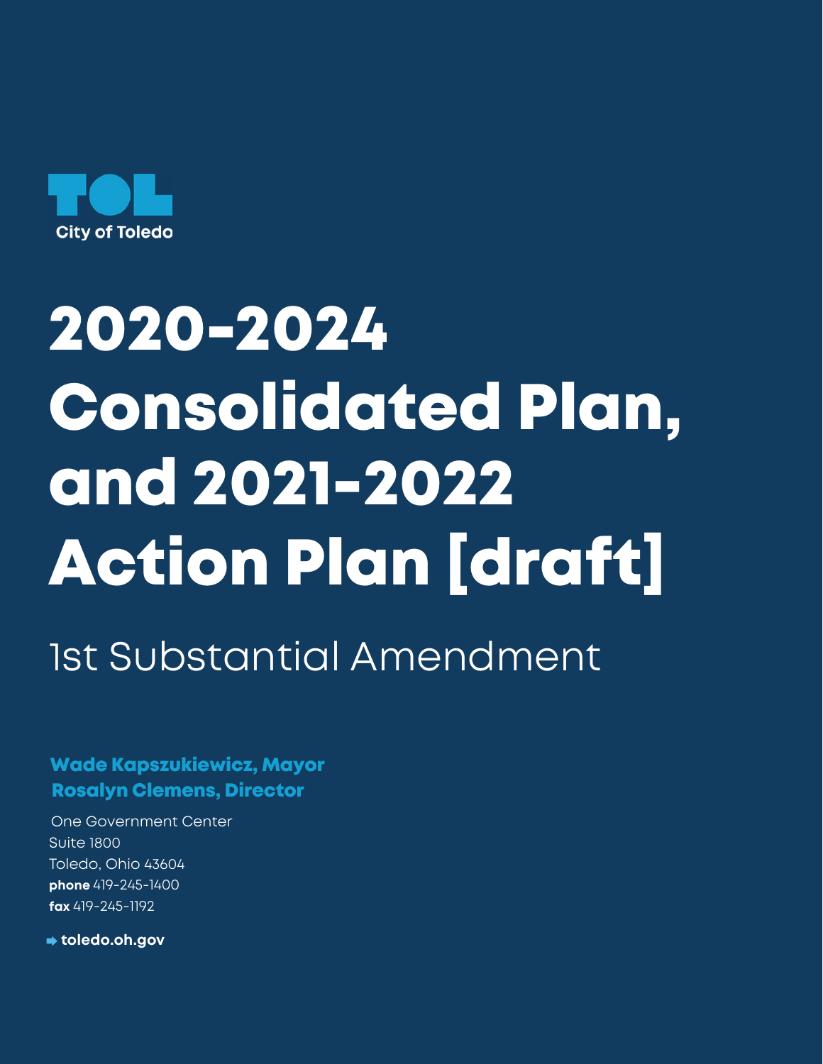TOL

City of Toledo

# 2020-2024 Consolidated Plan, and 2021-2022 Action Plan [draft]

## 1st Substantial Amendment

**Wade Kapszukiewicz, Mayor**
**Rosalyn Clemens, Director**

One Government Center
Suite 1800
Toledo, Ohio 43604
**phone** 419-245-1400
**fax** 419-245-1192

**toledo.oh.gov**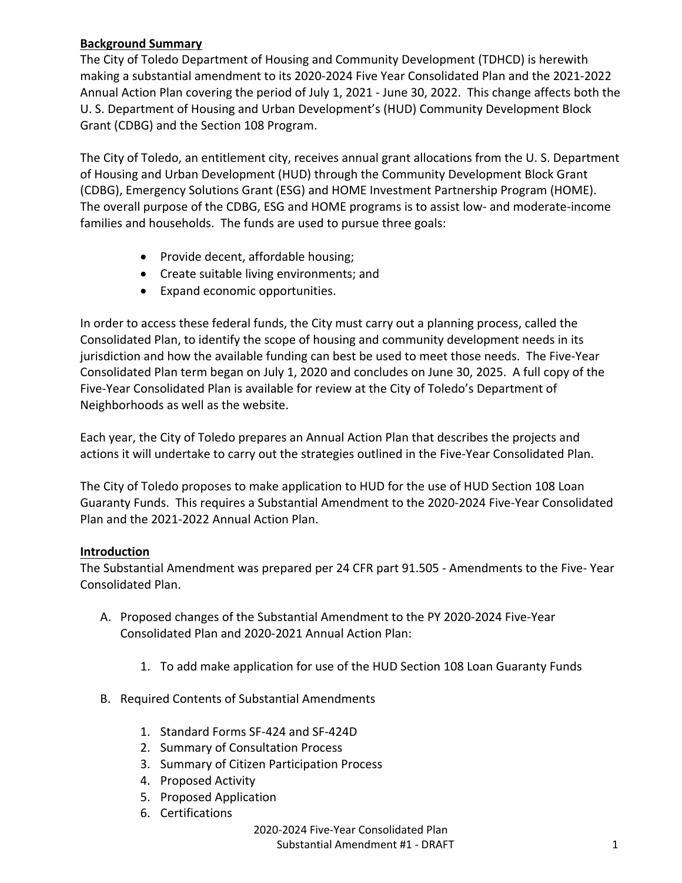**Background Summary**

The City of Toledo Department of Housing and Community Development (TDHCD) is herewith making a substantial amendment to its 2020-2024 Five Year Consolidated Plan and the 2021-2022 Annual Action Plan covering the period of July 1, 2021 - June 30, 2022. This change affects both the U. S. Department of Housing and Urban Development's (HUD) Community Development Block Grant (CDBG) and the Section 108 Program.

The City of Toledo, an entitlement city, receives annual grant allocations from the U. S. Department of Housing and Urban Development (HUD) through the Community Development Block Grant (CDBG), Emergency Solutions Grant (ESG) and HOME Investment Partnership Program (HOME). The overall purpose of the CDBG, ESG and HOME programs is to assist low- and moderate-income families and households. The funds are used to pursue three goals:

- Provide decent, affordable housing;
- Create suitable living environments; and
- Expand economic opportunities.

In order to access these federal funds, the City must carry out a planning process, called the Consolidated Plan, to identify the scope of housing and community development needs in its jurisdiction and how the available funding can best be used to meet those needs. The Five-Year Consolidated Plan term began on July 1, 2020 and concludes on June 30, 2025. A full copy of the Five-Year Consolidated Plan is available for review at the City of Toledo's Department of Neighborhoods as well as the website.

Each year, the City of Toledo prepares an Annual Action Plan that describes the projects and actions it will undertake to carry out the strategies outlined in the Five-Year Consolidated Plan.

The City of Toledo proposes to make application to HUD for the use of HUD Section 108 Loan Guaranty Funds. This requires a Substantial Amendment to the 2020-2024 Five-Year Consolidated Plan and the 2021-2022 Annual Action Plan.

**Introduction**

The Substantial Amendment was prepared per 24 CFR part 91.505 - Amendments to the Five- Year Consolidated Plan.

A. Proposed changes of the Substantial Amendment to the PY 2020-2024 Five-Year Consolidated Plan and 2020-2021 Annual Action Plan:

    1. To add make application for use of the HUD Section 108 Loan Guaranty Funds

B. Required Contents of Substantial Amendments

    1. Standard Forms SF-424 and SF-424D
    2. Summary of Consultation Process
    3. Summary of Citizen Participation Process
    4. Proposed Activity
    5. Proposed Application
    6. Certifications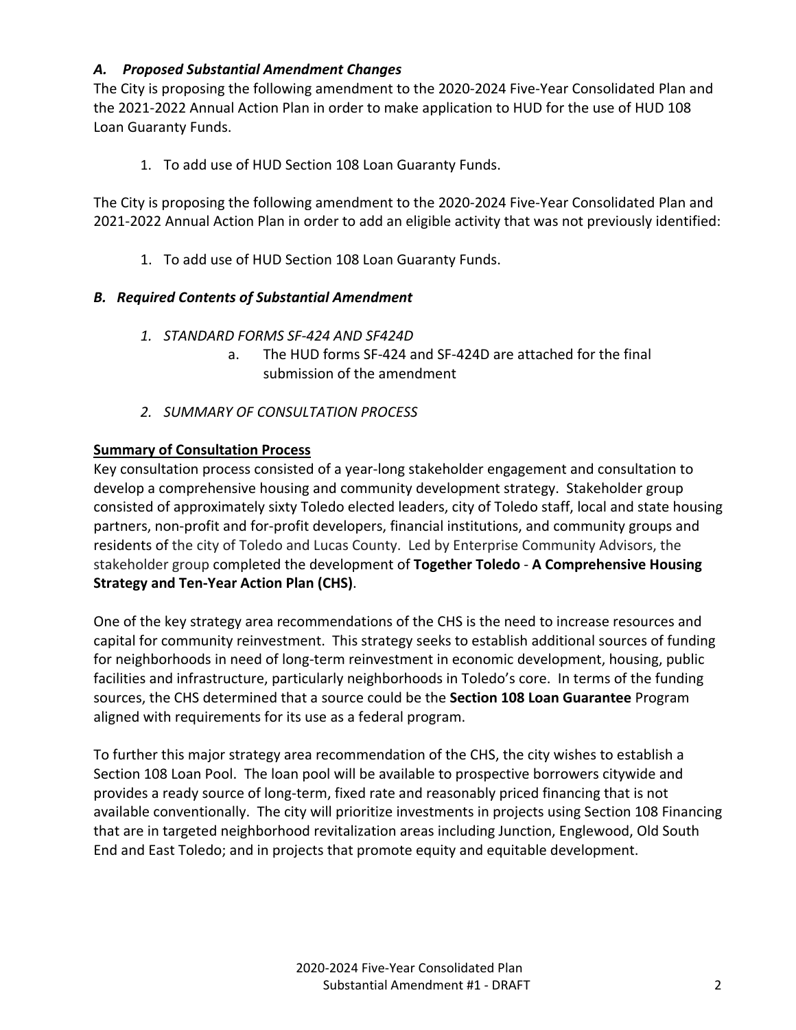### *A. Proposed Substantial Amendment Changes*

The City is proposing the following amendment to the 2020-2024 Five-Year Consolidated Plan and the 2021-2022 Annual Action Plan in order to make application to HUD for the use of HUD 108 Loan Guaranty Funds.

1. To add use of HUD Section 108 Loan Guaranty Funds.

The City is proposing the following amendment to the 2020-2024 Five-Year Consolidated Plan and 2021-2022 Annual Action Plan in order to add an eligible activity that was not previously identified:

1. To add use of HUD Section 108 Loan Guaranty Funds.

### *B. Required Contents of Substantial Amendment*

1. *STANDARD FORMS SF-424 AND SF424D*
    a. The HUD forms SF-424 and SF-424D are attached for the final submission of the amendment

2. *SUMMARY OF CONSULTATION PROCESS*

**Summary of Consultation Process**

Key consultation process consisted of a year-long stakeholder engagement and consultation to develop a comprehensive housing and community development strategy. Stakeholder group consisted of approximately sixty Toledo elected leaders, city of Toledo staff, local and state housing partners, non-profit and for-profit developers, financial institutions, and community groups and residents of the city of Toledo and Lucas County. Led by Enterprise Community Advisors, the stakeholder group completed the development of **Together Toledo** - **A Comprehensive Housing Strategy and Ten-Year Action Plan (CHS)**.

One of the key strategy area recommendations of the CHS is the need to increase resources and capital for community reinvestment. This strategy seeks to establish additional sources of funding for neighborhoods in need of long-term reinvestment in economic development, housing, public facilities and infrastructure, particularly neighborhoods in Toledo's core. In terms of the funding sources, the CHS determined that a source could be the **Section 108 Loan Guarantee** Program aligned with requirements for its use as a federal program.

To further this major strategy area recommendation of the CHS, the city wishes to establish a Section 108 Loan Pool. The loan pool will be available to prospective borrowers citywide and provides a ready source of long-term, fixed rate and reasonably priced financing that is not available conventionally. The city will prioritize investments in projects using Section 108 Financing that are in targeted neighborhood revitalization areas including Junction, Englewood, Old South End and East Toledo; and in projects that promote equity and equitable development.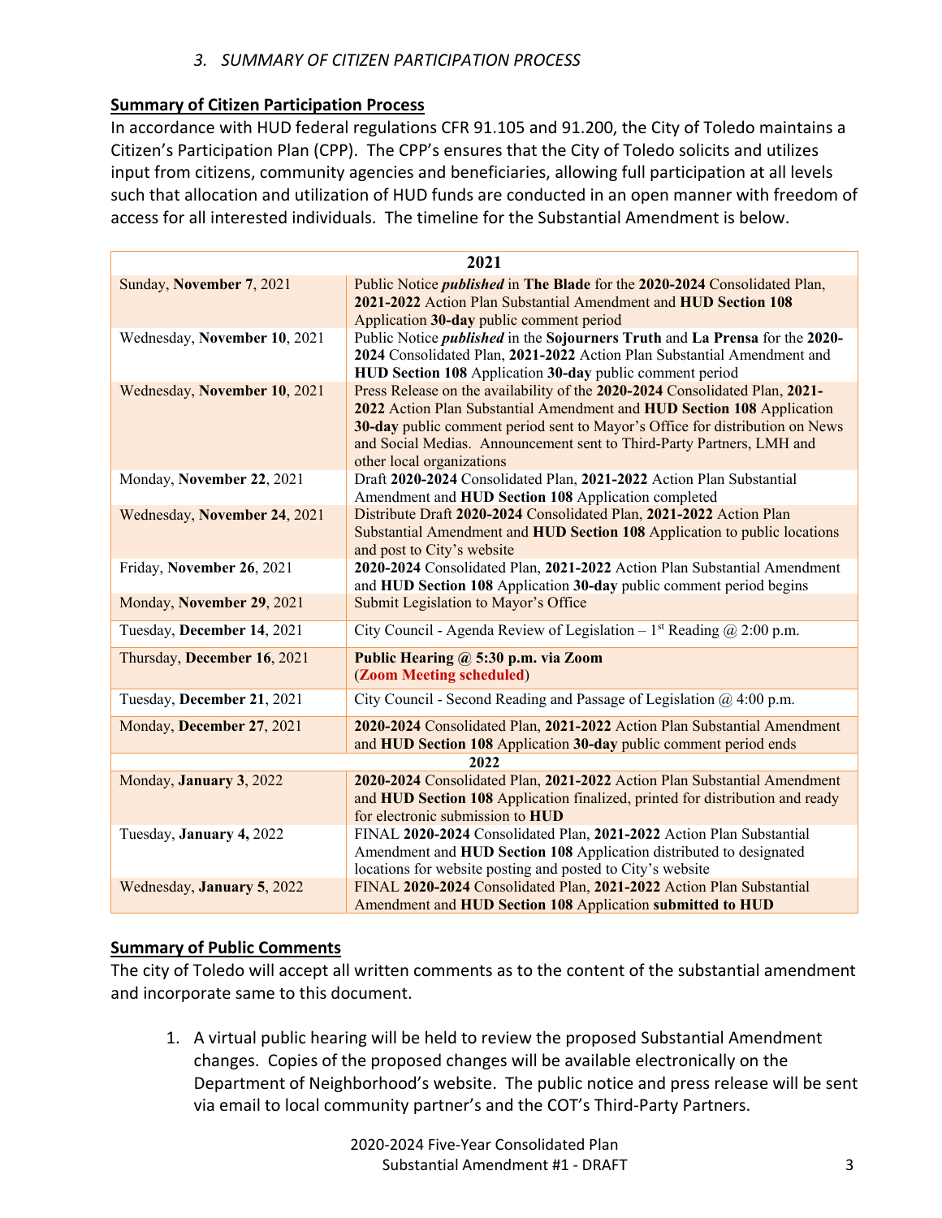### *3. SUMMARY OF CITIZEN PARTICIPATION PROCESS*

**Summary of Citizen Participation Process**

In accordance with HUD federal regulations CFR 91.105 and 91.200, the City of Toledo maintains a Citizen's Participation Plan (CPP). The CPP's ensures that the City of Toledo solicits and utilizes input from citizens, community agencies and beneficiaries, allowing full participation at all levels such that allocation and utilization of HUD funds are conducted in an open manner with freedom of access for all interested individuals. The timeline for the Substantial Amendment is below.

| **2021** | |
|---|---|
| Sunday, **November 7**, 2021 | Public Notice ***published*** in **The Blade** for the **2020-2024** Consolidated Plan, **2021-2022** Action Plan Substantial Amendment and **HUD Section 108** Application **30-day** public comment period |
| Wednesday, **November 10**, 2021 | Public Notice ***published*** in the **Sojourners Truth** and **La Prensa** for the **2020-2024** Consolidated Plan, **2021-2022** Action Plan Substantial Amendment and **HUD Section 108** Application **30-day** public comment period |
| Wednesday, **November 10**, 2021 | Press Release on the availability of the **2020-2024** Consolidated Plan, **2021-2022** Action Plan Substantial Amendment and **HUD Section 108** Application **30-day** public comment period sent to Mayor's Office for distribution on News and Social Medias. Announcement sent to Third-Party Partners, LMH and other local organizations |
| Monday, **November 22**, 2021 | Draft **2020-2024** Consolidated Plan, **2021-2022** Action Plan Substantial Amendment and **HUD Section 108** Application completed |
| Wednesday, **November 24**, 2021 | Distribute Draft **2020-2024** Consolidated Plan, **2021-2022** Action Plan Substantial Amendment and **HUD Section 108** Application to public locations and post to City's website |
| Friday, **November 26**, 2021 | **2020-2024** Consolidated Plan, **2021-2022** Action Plan Substantial Amendment and **HUD Section 108** Application **30-day** public comment period begins |
| Monday, **November 29**, 2021 | Submit Legislation to Mayor's Office |
| Tuesday, **December 14**, 2021 | City Council - Agenda Review of Legislation – 1st Reading @ 2:00 p.m. |
| Thursday, **December 16**, 2021 | **Public Hearing @ 5:30 p.m. via Zoom** (**Zoom Meeting scheduled**) |
| Tuesday, **December 21**, 2021 | City Council - Second Reading and Passage of Legislation @ 4:00 p.m. |
| Monday, **December 27**, 2021 | **2020-2024** Consolidated Plan, **2021-2022** Action Plan Substantial Amendment and **HUD Section 108** Application **30-day** public comment period ends |
| **2022** | |
| Monday, **January 3**, 2022 | **2020-2024** Consolidated Plan, **2021-2022** Action Plan Substantial Amendment and **HUD Section 108** Application finalized, printed for distribution and ready for electronic submission to **HUD** |
| Tuesday, **January 4,** 2022 | FINAL **2020-2024** Consolidated Plan, **2021-2022** Action Plan Substantial Amendment and **HUD Section 108** Application distributed to designated locations for website posting and posted to City's website |
| Wednesday, **January 5**, 2022 | FINAL **2020-2024** Consolidated Plan, **2021-2022** Action Plan Substantial Amendment and **HUD Section 108** Application **submitted to HUD** |

**Summary of Public Comments**

The city of Toledo will accept all written comments as to the content of the substantial amendment and incorporate same to this document.

1. A virtual public hearing will be held to review the proposed Substantial Amendment changes. Copies of the proposed changes will be available electronically on the Department of Neighborhood's website. The public notice and press release will be sent via email to local community partner's and the COT's Third-Party Partners.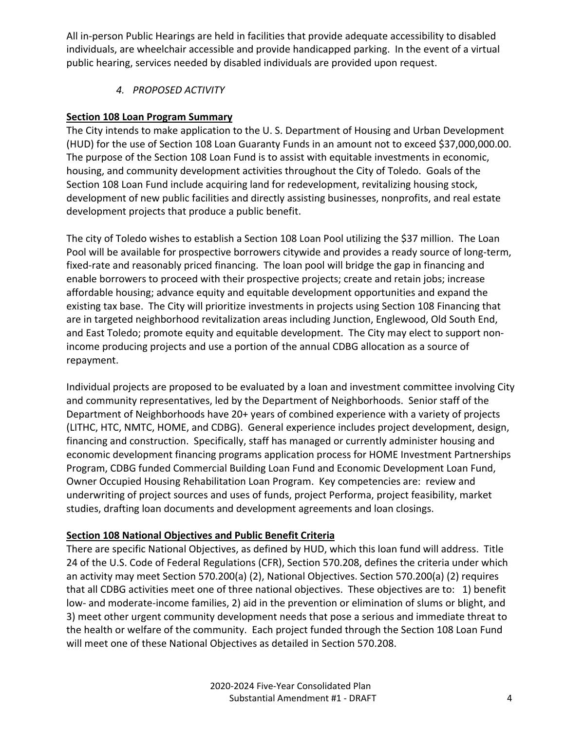All in-person Public Hearings are held in facilities that provide adequate accessibility to disabled individuals, are wheelchair accessible and provide handicapped parking. In the event of a virtual public hearing, services needed by disabled individuals are provided upon request.

*4. PROPOSED ACTIVITY*

**Section 108 Loan Program Summary**

The City intends to make application to the U. S. Department of Housing and Urban Development (HUD) for the use of Section 108 Loan Guaranty Funds in an amount not to exceed $37,000,000.00. The purpose of the Section 108 Loan Fund is to assist with equitable investments in economic, housing, and community development activities throughout the City of Toledo. Goals of the Section 108 Loan Fund include acquiring land for redevelopment, revitalizing housing stock, development of new public facilities and directly assisting businesses, nonprofits, and real estate development projects that produce a public benefit.

The city of Toledo wishes to establish a Section 108 Loan Pool utilizing the $37 million. The Loan Pool will be available for prospective borrowers citywide and provides a ready source of long-term, fixed-rate and reasonably priced financing. The loan pool will bridge the gap in financing and enable borrowers to proceed with their prospective projects; create and retain jobs; increase affordable housing; advance equity and equitable development opportunities and expand the existing tax base. The City will prioritize investments in projects using Section 108 Financing that are in targeted neighborhood revitalization areas including Junction, Englewood, Old South End, and East Toledo; promote equity and equitable development. The City may elect to support non-income producing projects and use a portion of the annual CDBG allocation as a source of repayment.

Individual projects are proposed to be evaluated by a loan and investment committee involving City and community representatives, led by the Department of Neighborhoods. Senior staff of the Department of Neighborhoods have 20+ years of combined experience with a variety of projects (LITHC, HTC, NMTC, HOME, and CDBG). General experience includes project development, design, financing and construction. Specifically, staff has managed or currently administer housing and economic development financing programs application process for HOME Investment Partnerships Program, CDBG funded Commercial Building Loan Fund and Economic Development Loan Fund, Owner Occupied Housing Rehabilitation Loan Program. Key competencies are: review and underwriting of project sources and uses of funds, project Performa, project feasibility, market studies, drafting loan documents and development agreements and loan closings.

**Section 108 National Objectives and Public Benefit Criteria**

There are specific National Objectives, as defined by HUD, which this loan fund will address. Title 24 of the U.S. Code of Federal Regulations (CFR), Section 570.208, defines the criteria under which an activity may meet Section 570.200(a) (2), National Objectives. Section 570.200(a) (2) requires that all CDBG activities meet one of three national objectives. These objectives are to: 1) benefit low- and moderate-income families, 2) aid in the prevention or elimination of slums or blight, and 3) meet other urgent community development needs that pose a serious and immediate threat to the health or welfare of the community. Each project funded through the Section 108 Loan Fund will meet one of these National Objectives as detailed in Section 570.208.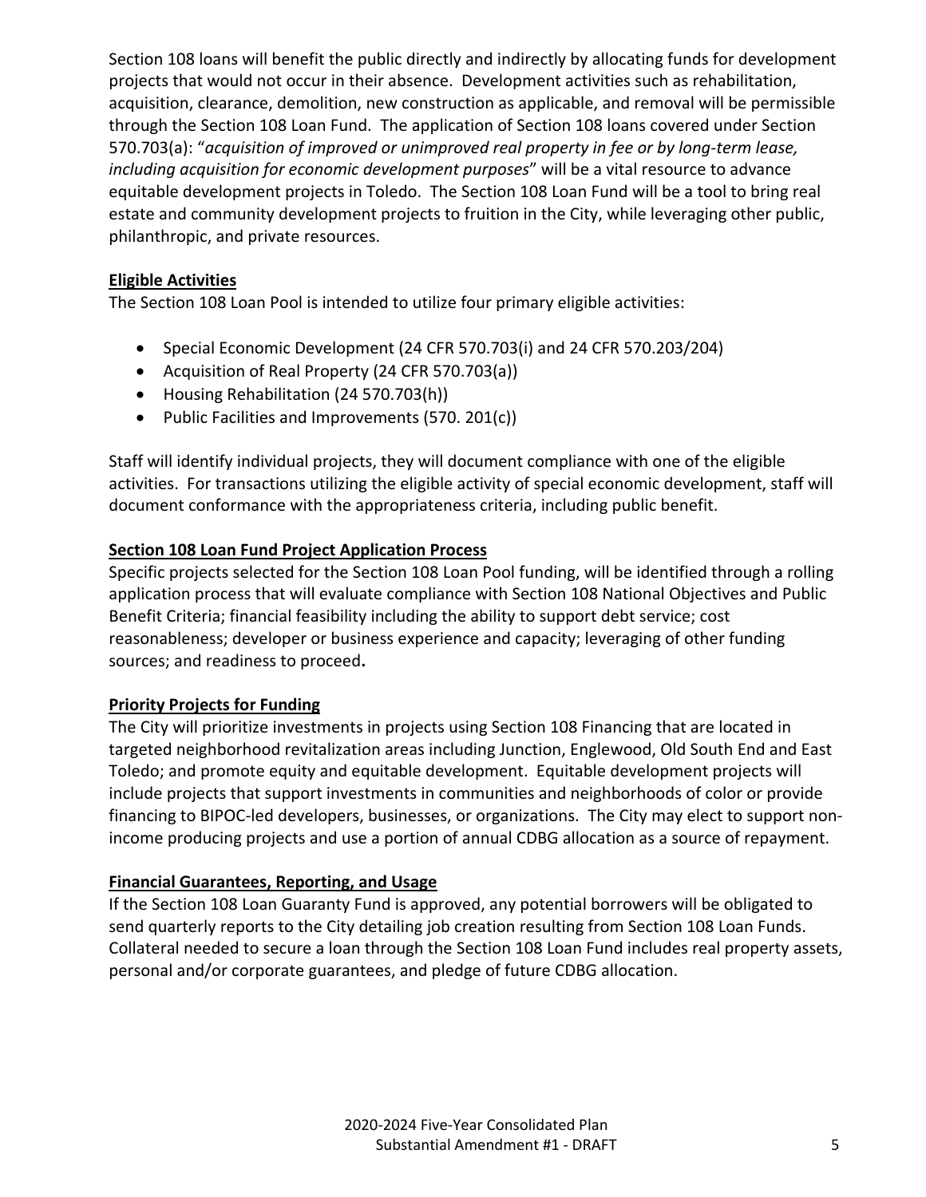Section 108 loans will benefit the public directly and indirectly by allocating funds for development projects that would not occur in their absence. Development activities such as rehabilitation, acquisition, clearance, demolition, new construction as applicable, and removal will be permissible through the Section 108 Loan Fund. The application of Section 108 loans covered under Section 570.703(a): "*acquisition of improved or unimproved real property in fee or by long-term lease, including acquisition for economic development purposes*" will be a vital resource to advance equitable development projects in Toledo. The Section 108 Loan Fund will be a tool to bring real estate and community development projects to fruition in the City, while leveraging other public, philanthropic, and private resources.

**Eligible Activities**

The Section 108 Loan Pool is intended to utilize four primary eligible activities:

- Special Economic Development (24 CFR 570.703(i) and 24 CFR 570.203/204)
- Acquisition of Real Property (24 CFR 570.703(a))
- Housing Rehabilitation (24 570.703(h))
- Public Facilities and Improvements (570. 201(c))

Staff will identify individual projects, they will document compliance with one of the eligible activities. For transactions utilizing the eligible activity of special economic development, staff will document conformance with the appropriateness criteria, including public benefit.

**Section 108 Loan Fund Project Application Process**

Specific projects selected for the Section 108 Loan Pool funding, will be identified through a rolling application process that will evaluate compliance with Section 108 National Objectives and Public Benefit Criteria; financial feasibility including the ability to support debt service; cost reasonableness; developer or business experience and capacity; leveraging of other funding sources; and readiness to proceed**.**

**Priority Projects for Funding**

The City will prioritize investments in projects using Section 108 Financing that are located in targeted neighborhood revitalization areas including Junction, Englewood, Old South End and East Toledo; and promote equity and equitable development. Equitable development projects will include projects that support investments in communities and neighborhoods of color or provide financing to BIPOC-led developers, businesses, or organizations. The City may elect to support non-income producing projects and use a portion of annual CDBG allocation as a source of repayment.

**Financial Guarantees, Reporting, and Usage**

If the Section 108 Loan Guaranty Fund is approved, any potential borrowers will be obligated to send quarterly reports to the City detailing job creation resulting from Section 108 Loan Funds. Collateral needed to secure a loan through the Section 108 Loan Fund includes real property assets, personal and/or corporate guarantees, and pledge of future CDBG allocation.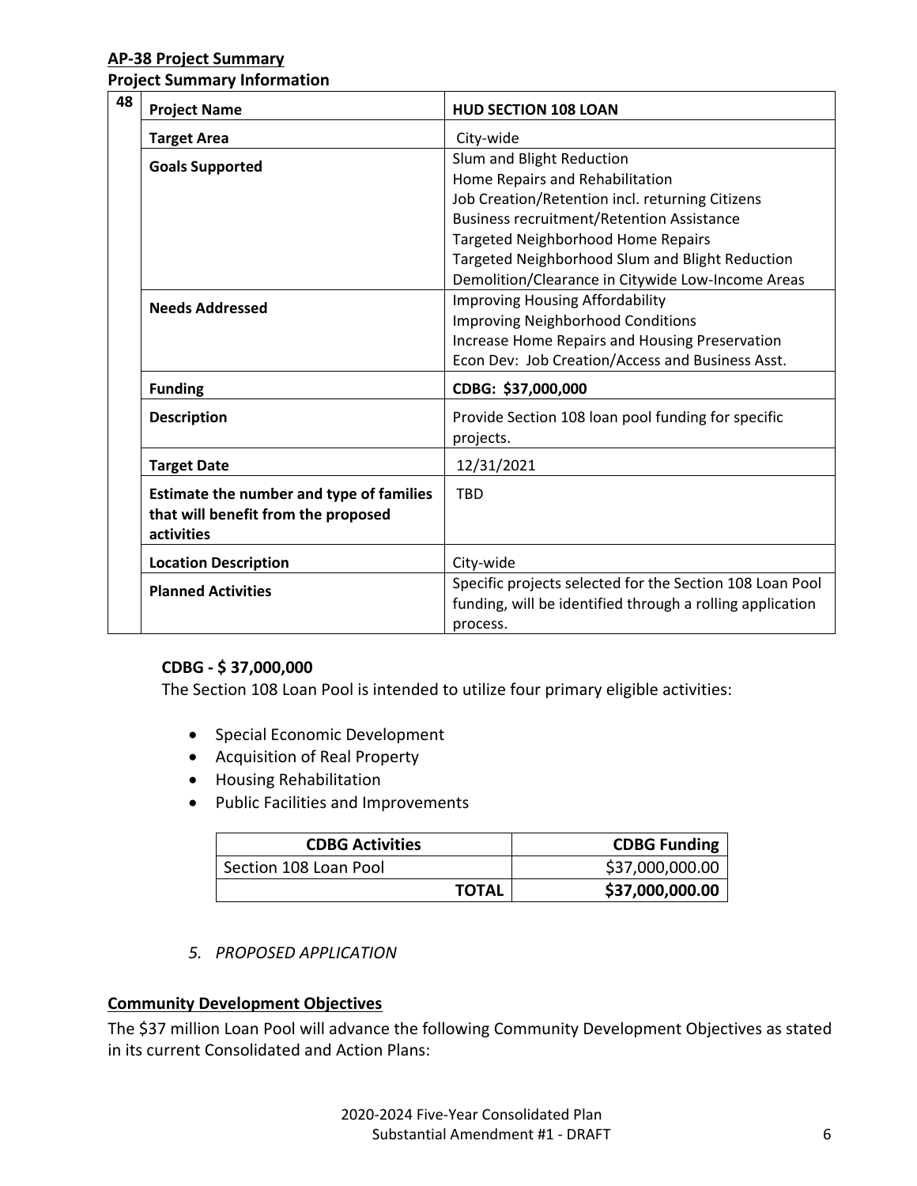**AP-38 Project Summary**

**Project Summary Information**

| 48 | | |
|---|---|---|
| | **Project Name** | **HUD SECTION 108 LOAN** |
| | **Target Area** | City-wide |
| | **Goals Supported** | Slum and Blight Reduction<br>Home Repairs and Rehabilitation<br>Job Creation/Retention incl. returning Citizens<br>Business recruitment/Retention Assistance<br>Targeted Neighborhood Home Repairs<br>Targeted Neighborhood Slum and Blight Reduction<br>Demolition/Clearance in Citywide Low-Income Areas |
| | **Needs Addressed** | Improving Housing Affordability<br>Improving Neighborhood Conditions<br>Increase Home Repairs and Housing Preservation<br>Econ Dev: Job Creation/Access and Business Asst. |
| | **Funding** | **CDBG: $37,000,000** |
| | **Description** | Provide Section 108 loan pool funding for specific projects. |
| | **Target Date** | 12/31/2021 |
| | **Estimate the number and type of families that will benefit from the proposed activities** | TBD |
| | **Location Description** | City-wide |
| | **Planned Activities** | Specific projects selected for the Section 108 Loan Pool funding, will be identified through a rolling application process. |

**CDBG - $ 37,000,000**

The Section 108 Loan Pool is intended to utilize four primary eligible activities:

- Special Economic Development
- Acquisition of Real Property
- Housing Rehabilitation
- Public Facilities and Improvements

| CDBG Activities | CDBG Funding |
|---|---|
| Section 108 Loan Pool | $37,000,000.00 |
| **TOTAL** | **$37,000,000.00** |

5. *PROPOSED APPLICATION*

**Community Development Objectives**

The $37 million Loan Pool will advance the following Community Development Objectives as stated in its current Consolidated and Action Plans: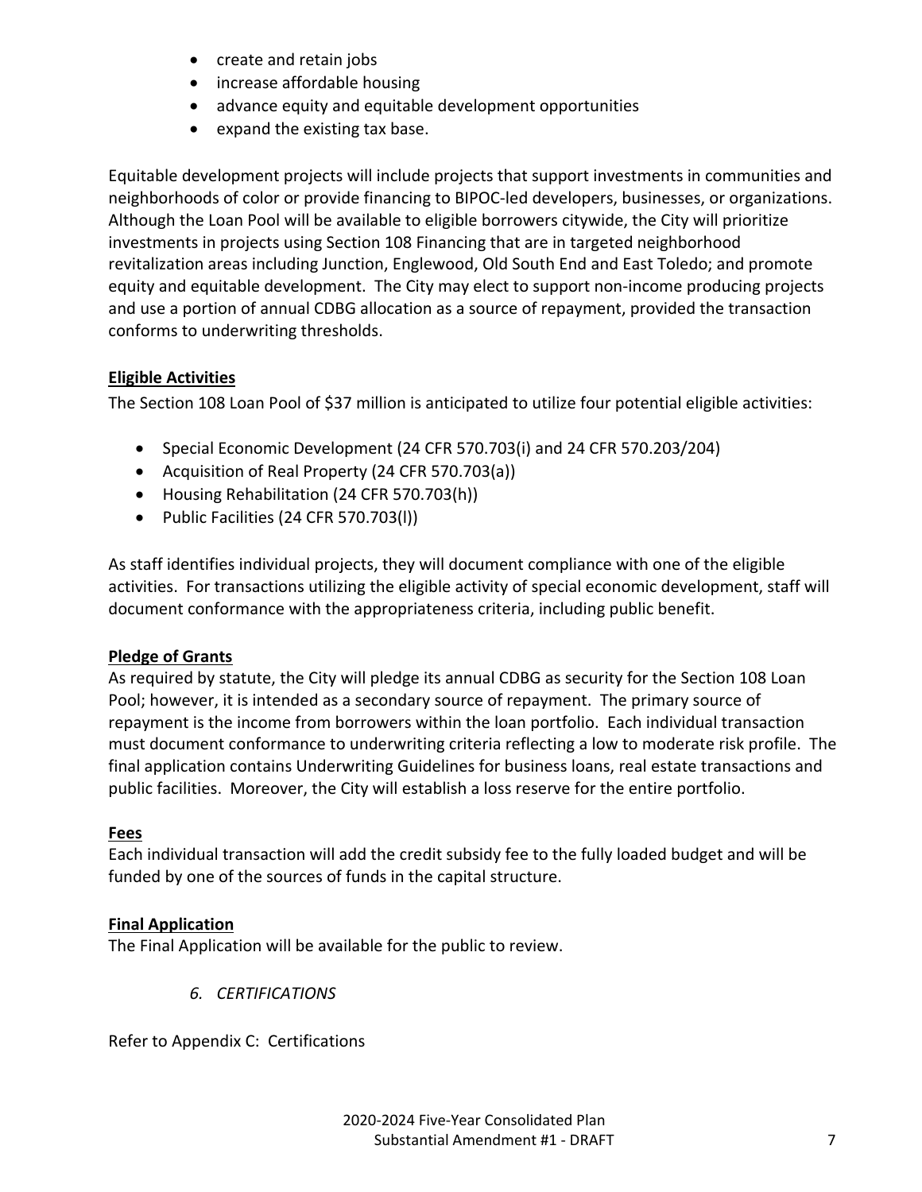- create and retain jobs
- increase affordable housing
- advance equity and equitable development opportunities
- expand the existing tax base.

Equitable development projects will include projects that support investments in communities and neighborhoods of color or provide financing to BIPOC-led developers, businesses, or organizations. Although the Loan Pool will be available to eligible borrowers citywide, the City will prioritize investments in projects using Section 108 Financing that are in targeted neighborhood revitalization areas including Junction, Englewood, Old South End and East Toledo; and promote equity and equitable development. The City may elect to support non-income producing projects and use a portion of annual CDBG allocation as a source of repayment, provided the transaction conforms to underwriting thresholds.

**Eligible Activities**

The Section 108 Loan Pool of $37 million is anticipated to utilize four potential eligible activities:

- Special Economic Development (24 CFR 570.703(i) and 24 CFR 570.203/204)
- Acquisition of Real Property (24 CFR 570.703(a))
- Housing Rehabilitation (24 CFR 570.703(h))
- Public Facilities (24 CFR 570.703(l))

As staff identifies individual projects, they will document compliance with one of the eligible activities. For transactions utilizing the eligible activity of special economic development, staff will document conformance with the appropriateness criteria, including public benefit.

**Pledge of Grants**

As required by statute, the City will pledge its annual CDBG as security for the Section 108 Loan Pool; however, it is intended as a secondary source of repayment. The primary source of repayment is the income from borrowers within the loan portfolio. Each individual transaction must document conformance to underwriting criteria reflecting a low to moderate risk profile. The final application contains Underwriting Guidelines for business loans, real estate transactions and public facilities. Moreover, the City will establish a loss reserve for the entire portfolio.

**Fees**

Each individual transaction will add the credit subsidy fee to the fully loaded budget and will be funded by one of the sources of funds in the capital structure.

**Final Application**

The Final Application will be available for the public to review.

*6. CERTIFICATIONS*

Refer to Appendix C: Certifications